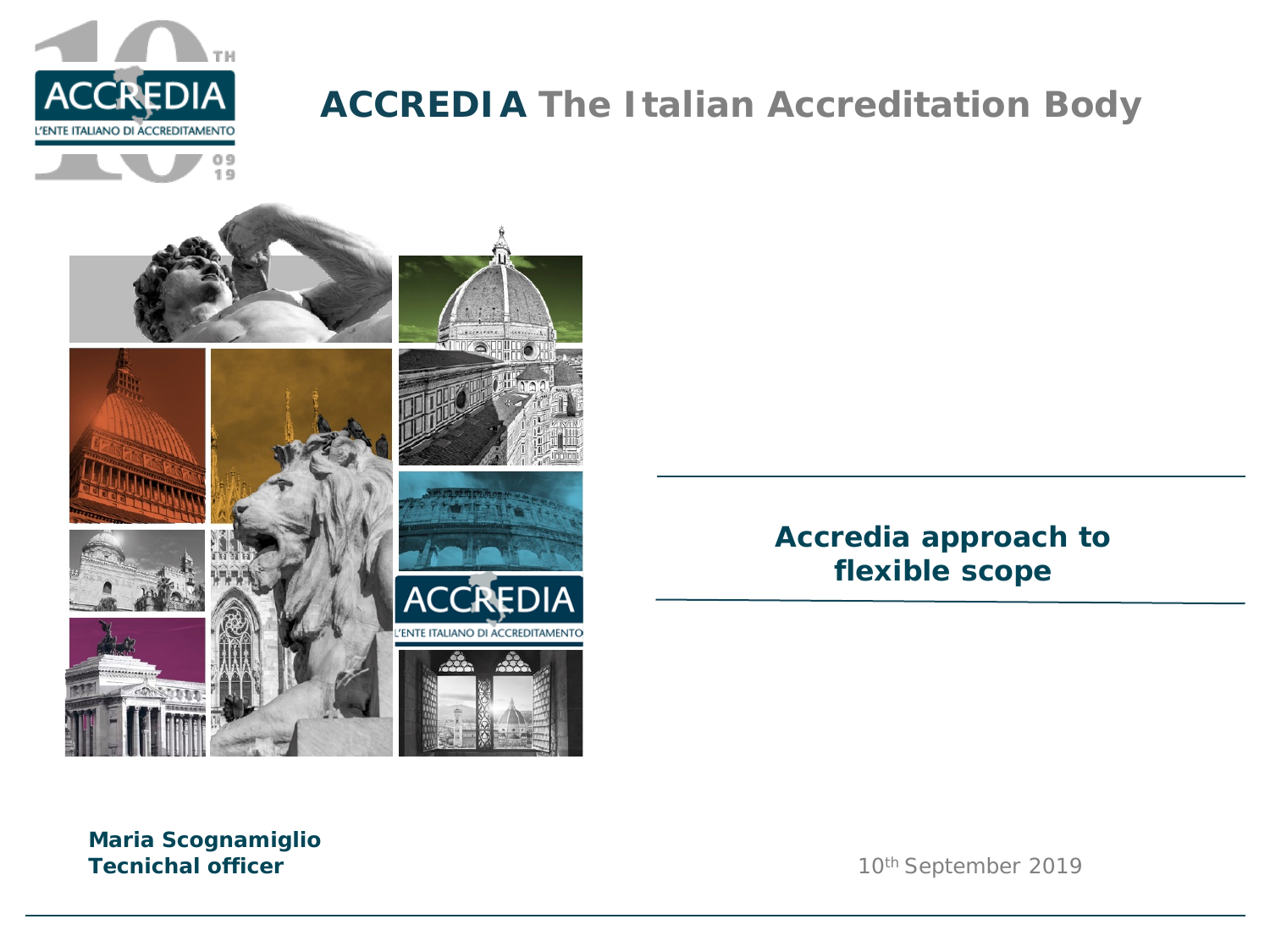# ACCREDIA The Italian Accreditation Body

## Accredia approach to flexible scope

**Maria Scognamiglio**
**Tecnichal officer**

10th September 2019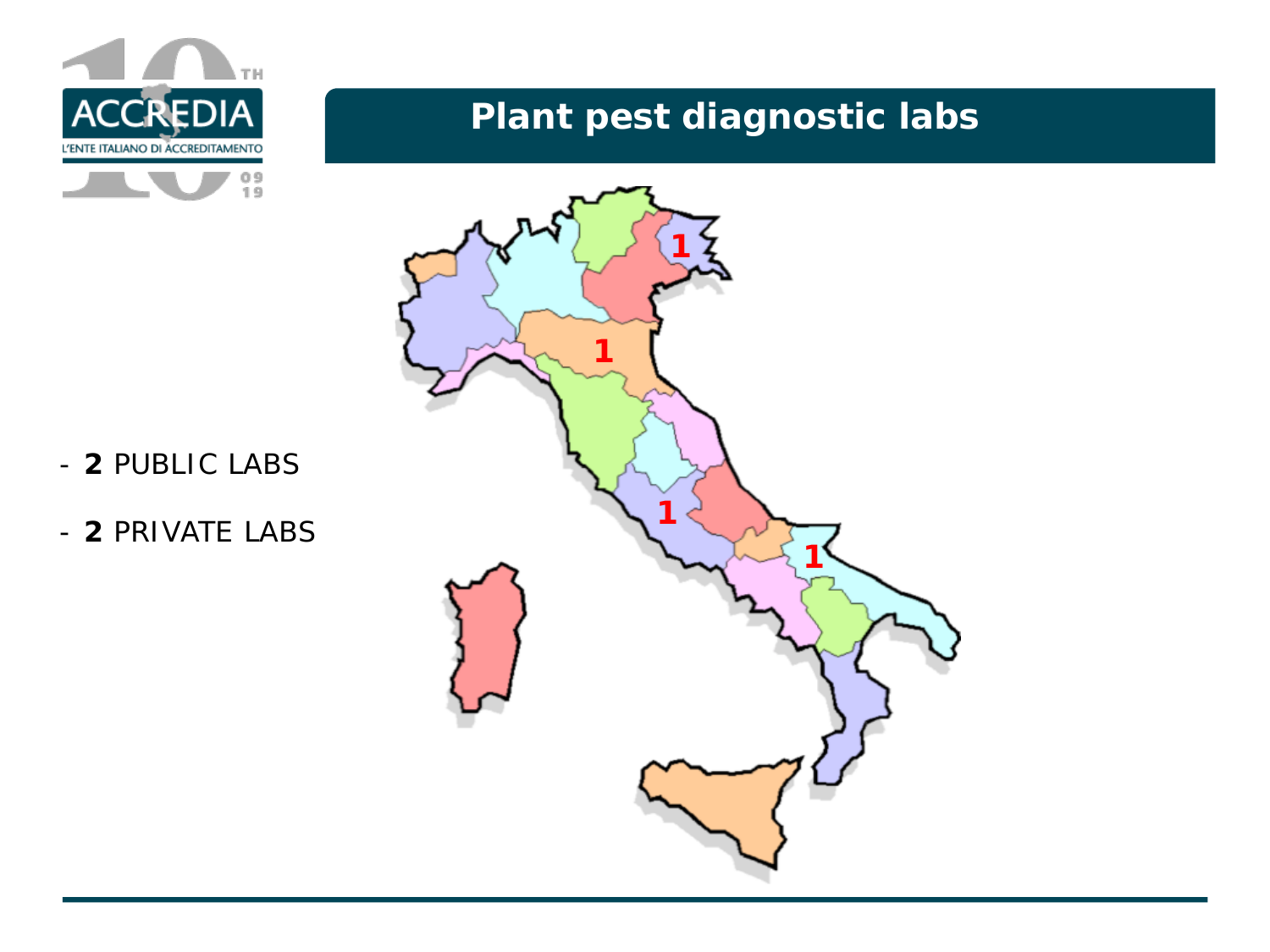# Plant pest diagnostic labs

- **2** PUBLIC LABS
- **2** PRIVATE LABS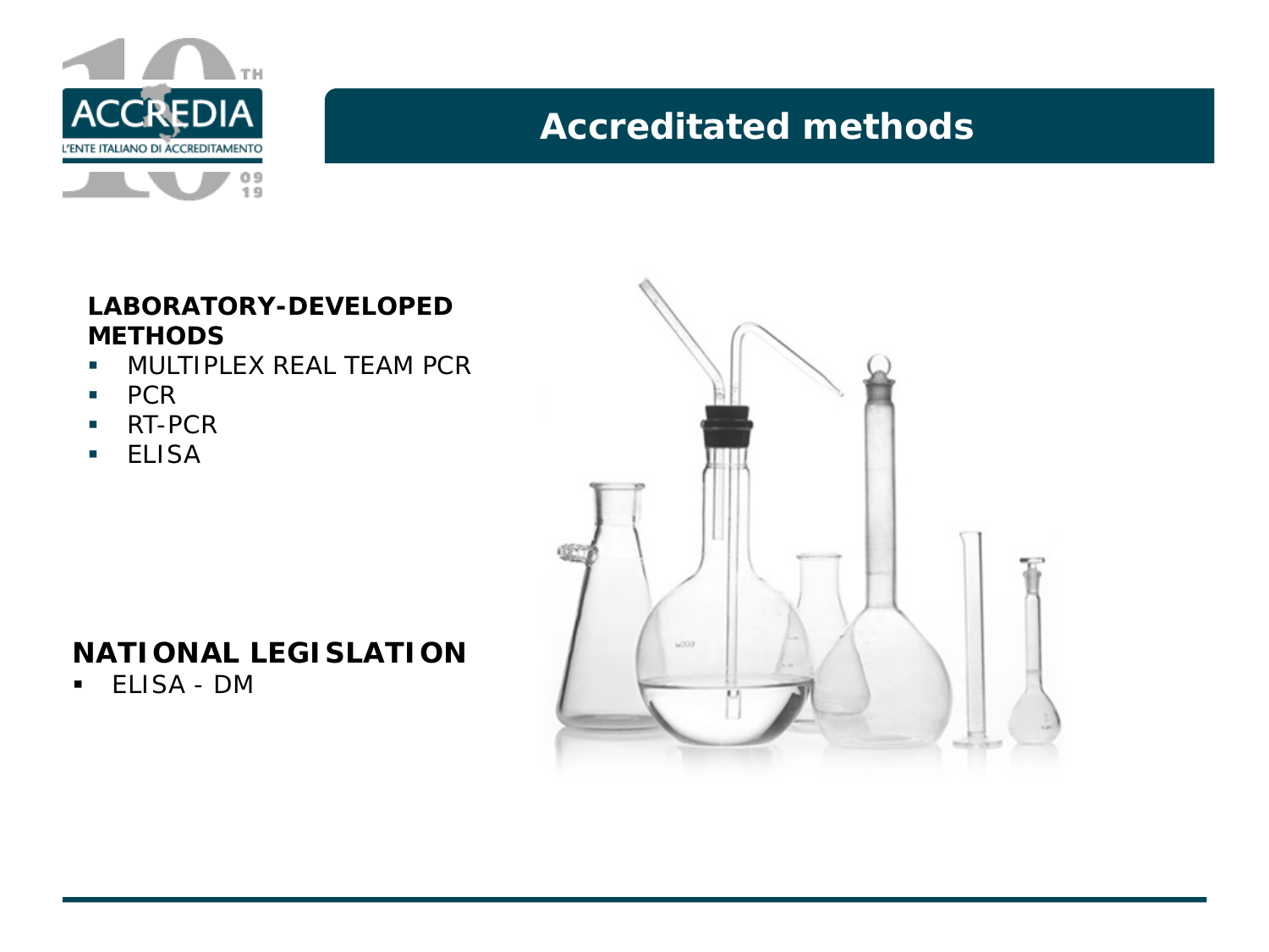# Accreditated methods

**LABORATORY-DEVELOPED METHODS**

- MULTIPLEX REAL TEAM PCR
- PCR
- RT-PCR
- ELISA

**NATIONAL LEGISLATION**

- ELISA - DM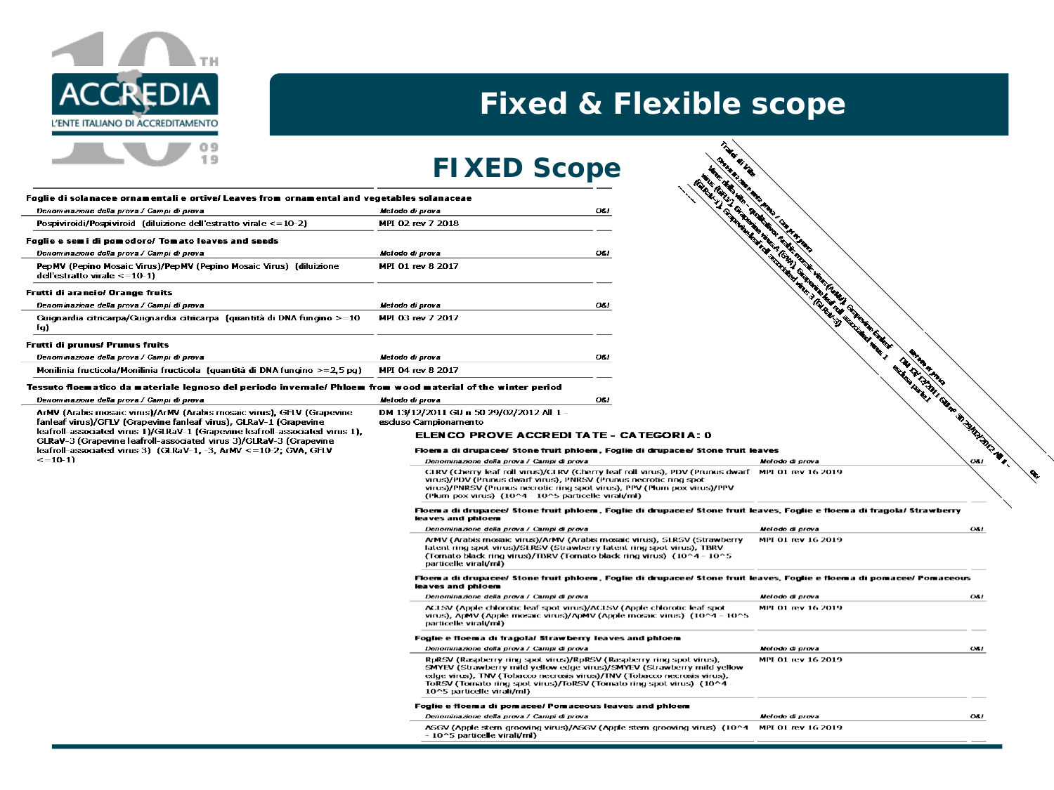# Fixed & Flexible scope

## FIXED Scope

**Foglie di solanacee ornamentali e ortive/ Leaves from ornamental and vegetables solanaceae**

| *Denominazione della prova / Campi di prova* | *Metodo di prova* | *O&I* |
|---|---|---|
| Pospiviroidi/Pospiviroid (diluizione dell'estratto virale <=10-2) | MPI 02 rev 7 2018 | |

**Foglie e semi di pomodoro/ Tomato leaves and seeds**

| *Denominazione della prova / Campi di prova* | *Metodo di prova* | *O&I* |
|---|---|---|
| PepMV (Pepino Mosaic Virus)/PepMV (Pepino Mosaic Virus) (diluizione dell'estratto virale <=10-1) | MPI 01 rev 8 2017 | |

**Frutti di arancio/ Orange fruits**

| *Denominazione della prova / Campi di prova* | *Metodo di prova* | *O&I* |
|---|---|---|
| Guignardia citricarpa/Guignardia citricarpa (quantità di DNA fungino >=10 fg) | MPI 03 rev 7 2017 | |

**Frutti di prunus/ Prunus fruits**

| *Denominazione della prova / Campi di prova* | *Metodo di prova* | *O&I* |
|---|---|---|
| Monilinia fructicola/Monilinia fructicola (quantità di DNA fungino >=2,5 pg) | MPI 04 rev 8 2017 | |

**Tessuto floematico da materiale legnoso del periodo invernale/ Phloem from wood material of the winter period**

| *Denominazione della prova / Campi di prova* | *Metodo di prova* | *O&I* |
|---|---|---|
| ArMV (Arabis mosaic virus)/ArMV (Arabis mosaic virus), GFLV (Grapevine fanleaf virus)/GFLV (Grapevine fanleaf virus), GLRaV-1 (Grapevine leafroll-associated virus 1)/GLRaV-1 (Grapevine leafroll-associated virus 1), GLRaV-3 (Grapevine leafroll-associated virus 3)/GLRaV-3 (Grapevine leafroll-associated virus 3) (GLRaV-1, -3, ArMV <=10-2; GVA, GFLV <=10-1) | DM 13/12/2011 GU n 50 29/02/2012 All 1 - escluso Campionamento | |

**ELENCO PROVE ACCREDITATE - CATEGORIA: 0**

**Floema di drupacee/ Stone fruit phloem, Foglie di drupacee/ Stone fruit leaves**

| *Denominazione della prova / Campi di prova* | *Metodo di prova* | *O&I* |
|---|---|---|
| CLRV (Cherry leaf roll virus)/CLRV (Cherry leaf roll virus), PDV (Prunus dwarf virus)/PDV (Prunus dwarf virus), PNRSV (Prunus necrotic ring spot virus)/PNRSV (Prunus necrotic ring spot virus), PPV (Plum pox virus)/PPV (Plum pox virus) (10^4 - 10^5 particelle virali/ml) | MPI 01 rev 16 2019 | |

**Floema di drupacee/ Stone fruit phloem, Foglie di drupacee/ Stone fruit leaves, Foglie e floema di fragola/ Strawberry leaves and phloem**

| *Denominazione della prova / Campi di prova* | *Metodo di prova* | *O&I* |
|---|---|---|
| ArMV (Arabis mosaic virus)/ArMV (Arabis mosaic virus), SLRSV (Strawberry latent ring spot virus)/SLRSV (Strawberry latent ring spot virus), TBRV (Tomato black ring virus)/TBRV (Tomato black ring virus) (10^4 - 10^5 particelle virali/ml) | MPI 01 rev 16 2019 | |

**Floema di drupacee/ Stone fruit phloem, Foglie di drupacee/ Stone fruit leaves, Foglie e floema di pomacee/ Pomaceous leaves and phloem**

| *Denominazione della prova / Campi di prova* | *Metodo di prova* | *O&I* |
|---|---|---|
| ACLSV (Apple chlorotic leaf spot virus)/ACLSV (Apple chlorotic leaf spot virus), ApMV (Apple mosaic virus)/ApMV (Apple mosaic virus) (10^4 - 10^5 particelle virali/ml) | MPI 01 rev 16 2019 | |

**Foglie e floema di fragola/ Strawberry leaves and phloem**

| *Denominazione della prova / Campi di prova* | *Metodo di prova* | *O&I* |
|---|---|---|
| RpRSV (Raspberry ring spot virus)/RpRSV (Raspberry ring spot virus), SMYEV (Strawberry mild yellow edge virus)/SMYEV (Strawberry mild yellow edge virus), TNV (Tobacco necrosis virus)/TNV (Tobacco necrosis virus), ToRSV (Tomato ring spot virus)/ToRSV (Tomato ring spot virus) (10^4 - 10^5 particelle virali/ml) | MPI 01 rev 16 2019 | |

**Foglie e floema di pomacee/ Pomaceous leaves and phloem**

| *Denominazione della prova / Campi di prova* | *Metodo di prova* | *O&I* |
|---|---|---|
| ASGV (Apple stem grooving virus)/ASGV (Apple stem grooving virus) (10^4 - 10^5 particelle virali/ml) | MPI 01 rev 16 2019 | |

Tralci di Vite

| Denominazione della prova / Campi di prova | Metodo di prova | O&I |
|---|---|---|
| Virus della vite - qualitativo: Arabis mosaic virus (ArMV), Grapevine fanleaf virus (GFLV), Grapevine virus A (GVA), Grapevine leaf roll associated virus 1 (GLRaV-1), Grapevine leaf roll associated virus 3 (GLRaV-3) | DM 13/12/2011 GU n° 50 29/02/2012 All 1 - escluso par. 1 | |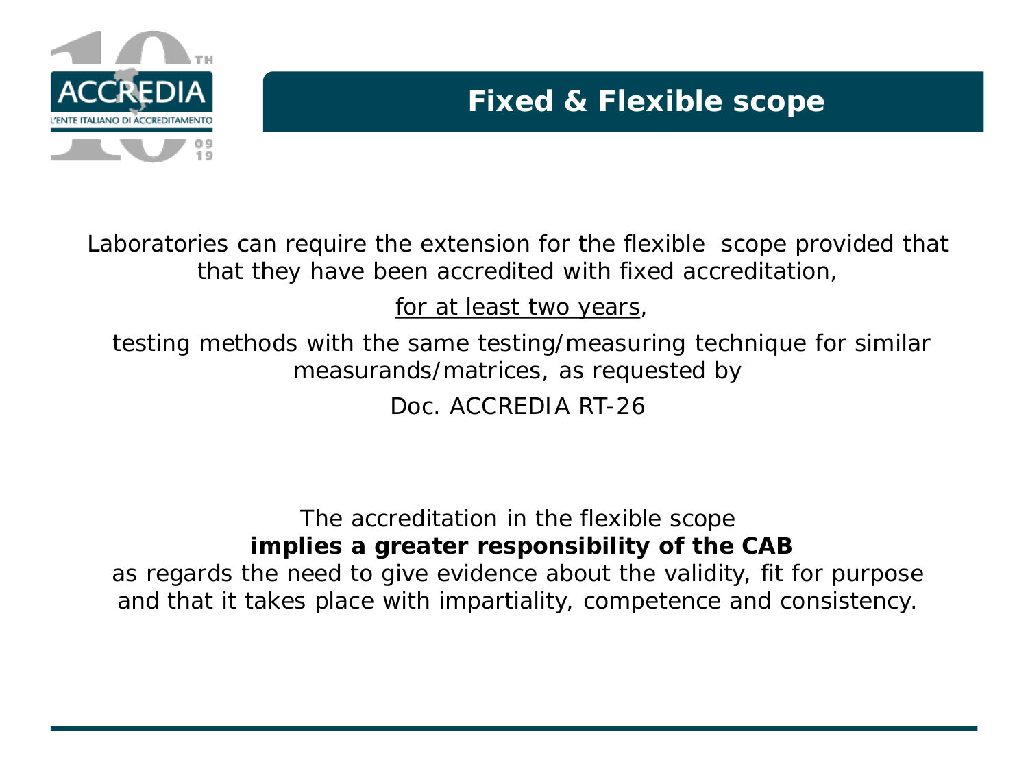# Fixed & Flexible scope

Laboratories can require the extension for the flexible scope provided that that they have been accredited with fixed accreditation,

for at least two years,

testing methods with the same testing/measuring technique for similar measurands/matrices, as requested by

Doc. ACCREDIA RT-26

The accreditation in the flexible scope **implies a greater responsibility of the CAB** as regards the need to give evidence about the validity, fit for purpose and that it takes place with impartiality, competence and consistency.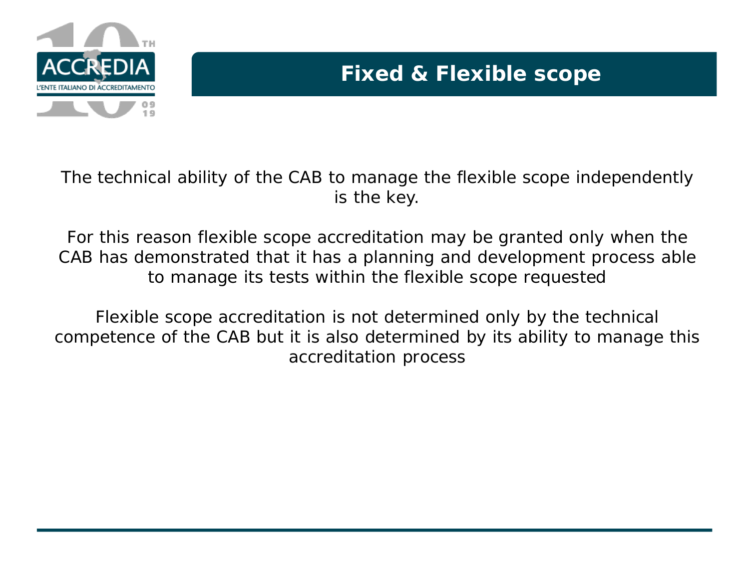# Fixed & Flexible scope

The technical ability of the CAB to manage the flexible scope independently is the key.

For this reason flexible scope accreditation may be granted only when the CAB has demonstrated that it has a planning and development process able to manage its tests within the flexible scope requested

Flexible scope accreditation is not determined only by the technical competence of the CAB but it is also determined by its ability to manage this accreditation process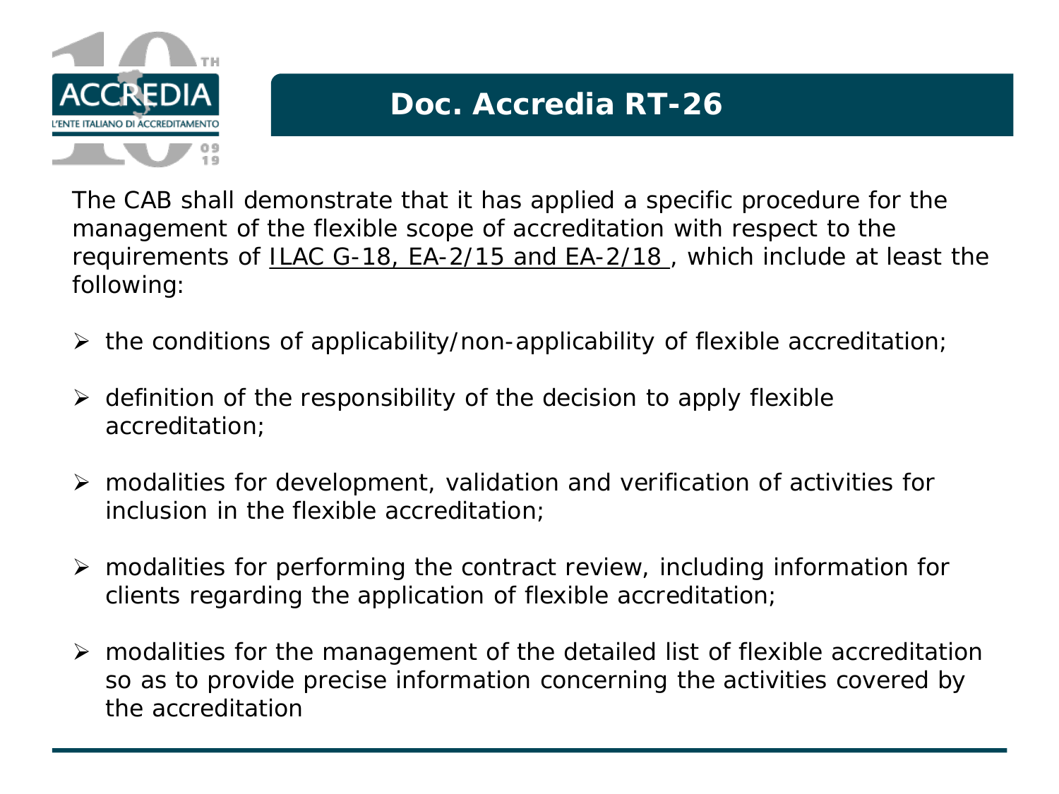# Doc. Accredia RT-26

The CAB shall demonstrate that it has applied a specific procedure for the management of the flexible scope of accreditation with respect to the requirements of ILAC G-18, EA-2/15 and EA-2/18 , which include at least the following:

- the conditions of applicability/non-applicability of flexible accreditation;
- definition of the responsibility of the decision to apply flexible accreditation;
- modalities for development, validation and verification of activities for inclusion in the flexible accreditation;
- modalities for performing the contract review, including information for clients regarding the application of flexible accreditation;
- modalities for the management of the detailed list of flexible accreditation so as to provide precise information concerning the activities covered by the accreditation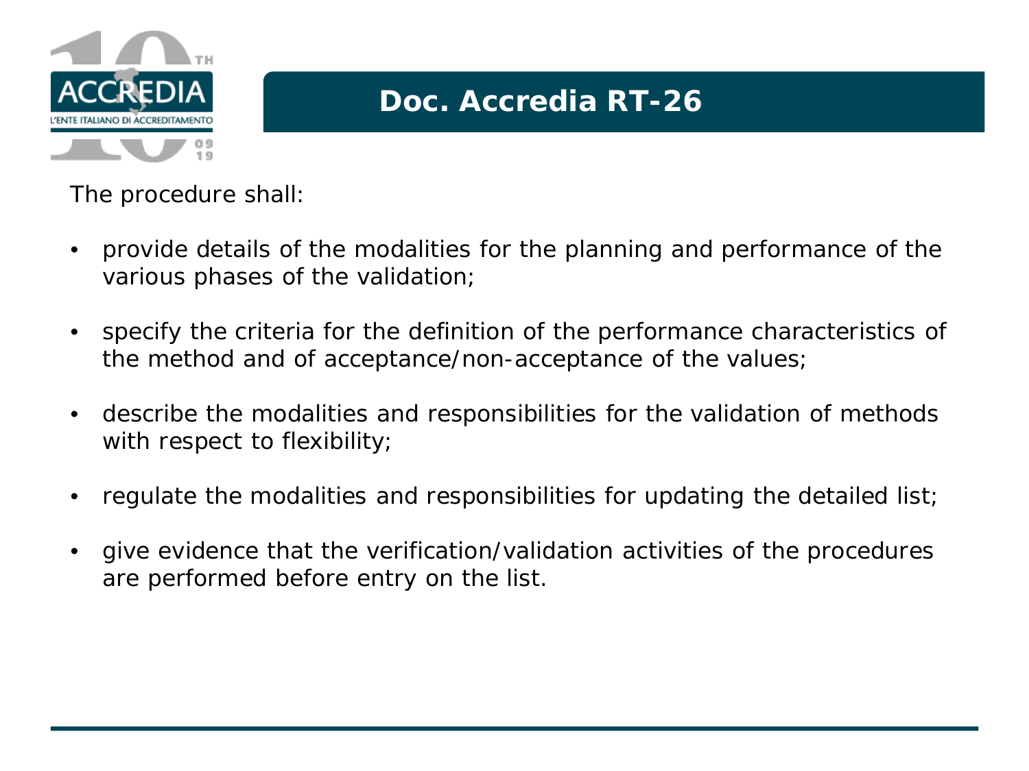## Doc. Accredia RT-26

The procedure shall:

- provide details of the modalities for the planning and performance of the various phases of the validation;
- specify the criteria for the definition of the performance characteristics of the method and of acceptance/non-acceptance of the values;
- describe the modalities and responsibilities for the validation of methods with respect to flexibility;
- regulate the modalities and responsibilities for updating the detailed list;
- give evidence that the verification/validation activities of the procedures are performed before entry on the list.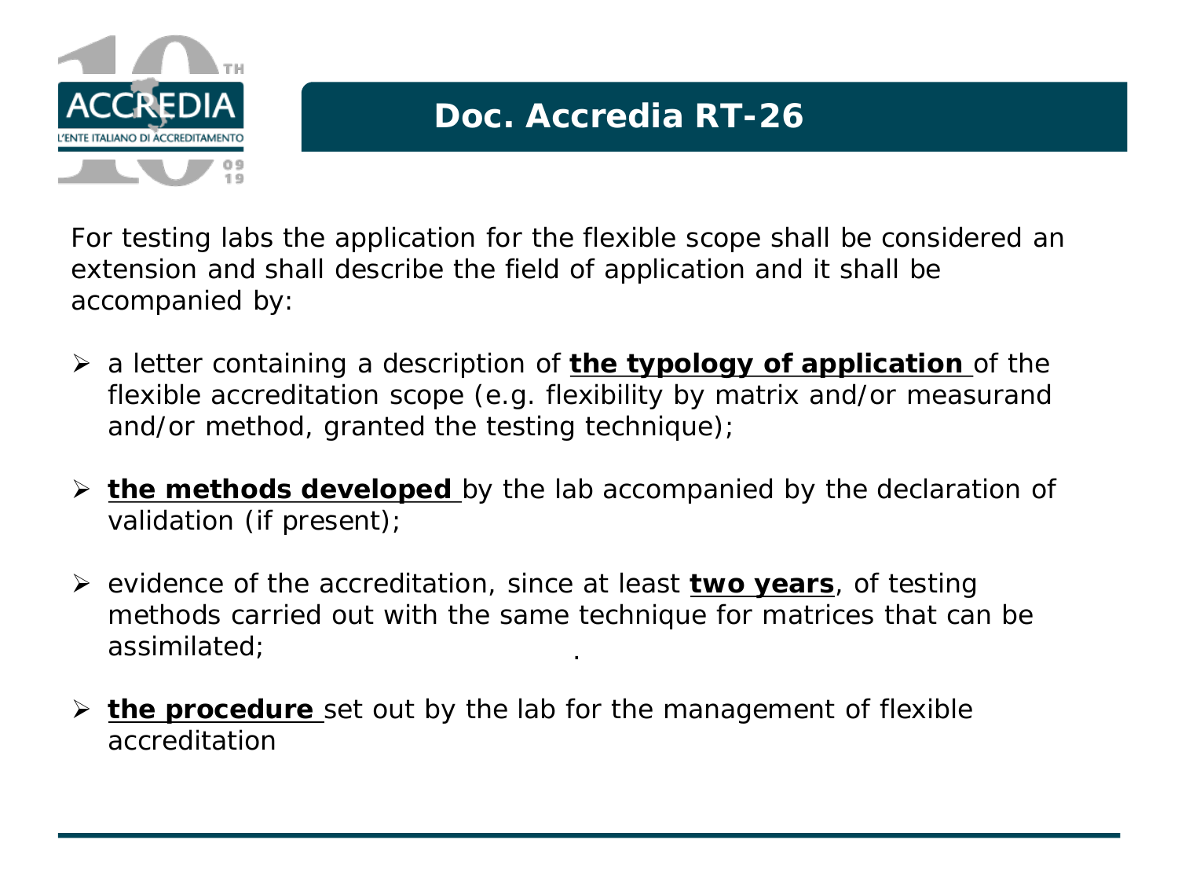# Doc. Accredia RT-26

For testing labs the application for the flexible scope shall be considered an extension and shall describe the field of application and it shall be accompanied by:

- a letter containing a description of **the typology of application** of the flexible accreditation scope (e.g. flexibility by matrix and/or measurand and/or method, granted the testing technique);
- **the methods developed** by the lab accompanied by the declaration of validation (if present);
- evidence of the accreditation, since at least **two years**, of testing methods carried out with the same technique for matrices that can be assimilated;
- **the procedure** set out by the lab for the management of flexible accreditation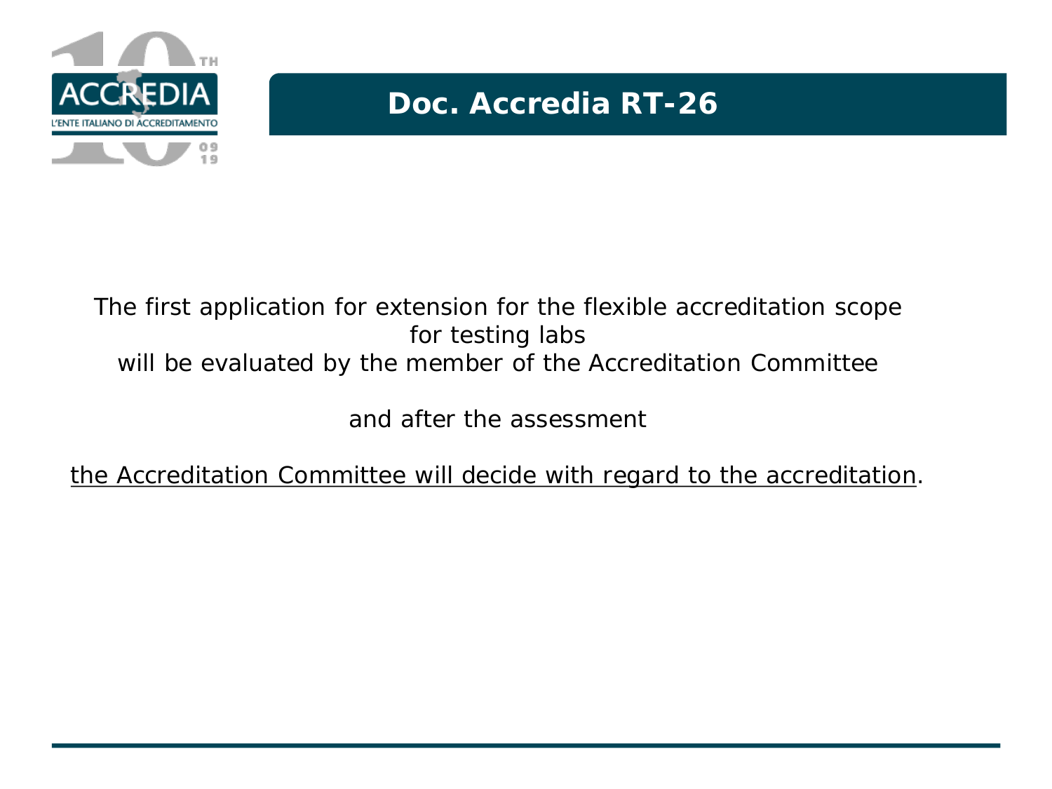## Doc. Accredia RT-26

The first application for extension for the flexible accreditation scope for testing labs will be evaluated by the member of the Accreditation Committee

and after the assessment

<u>the Accreditation Committee will decide with regard to the accreditation</u>.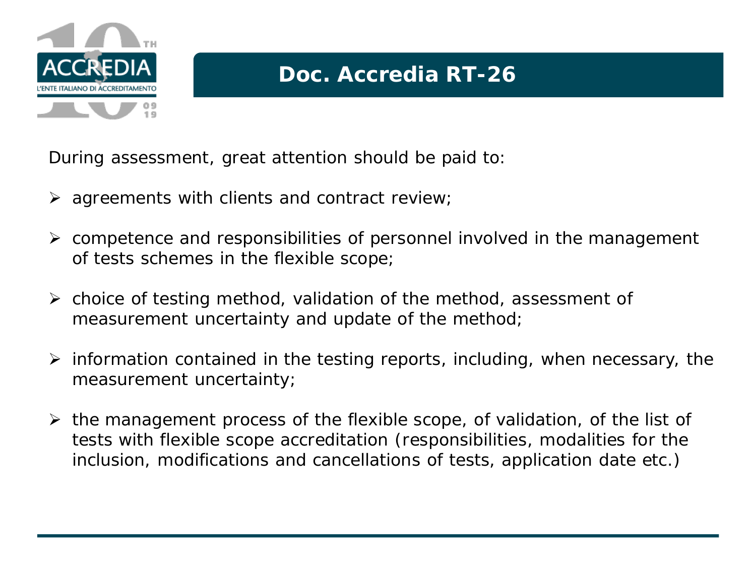# Doc. Accredia RT-26

During assessment, great attention should be paid to:

- agreements with clients and contract review;
- competence and responsibilities of personnel involved in the management of tests schemes in the flexible scope;
- choice of testing method, validation of the method, assessment of measurement uncertainty and update of the method;
- information contained in the testing reports, including, when necessary, the measurement uncertainty;
- the management process of the flexible scope, of validation, of the list of tests with flexible scope accreditation (responsibilities, modalities for the inclusion, modifications and cancellations of tests, application date etc.)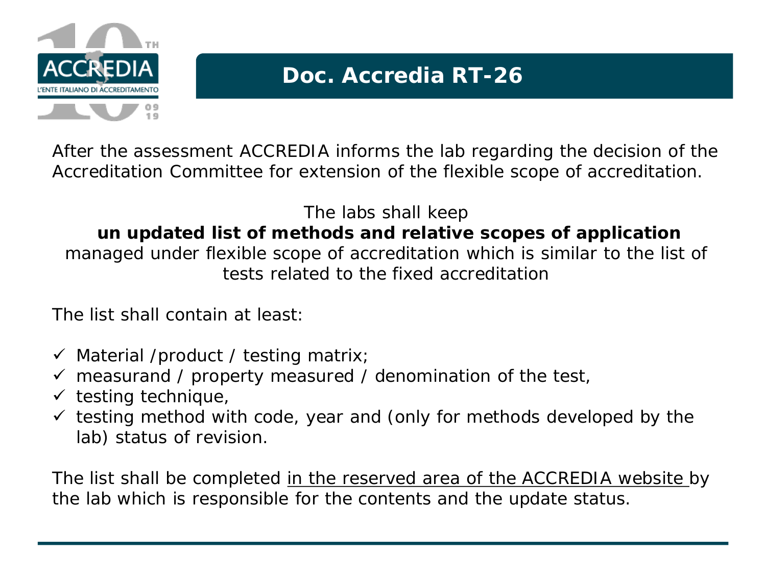# Doc. Accredia RT-26

After the assessment ACCREDIA informs the lab regarding the decision of the Accreditation Committee for extension of the flexible scope of accreditation.

The labs shall keep **un updated list of methods and relative scopes of application** managed under flexible scope of accreditation which is similar to the list of tests related to the fixed accreditation

The list shall contain at least:

- ✓ Material /product / testing matrix;
- ✓ measurand / property measured / denomination of the test,
- ✓ testing technique,
- ✓ testing method with code, year and (only for methods developed by the lab) status of revision.

The list shall be completed <u>in the reserved area of the ACCREDIA website</u> by the lab which is responsible for the contents and the update status.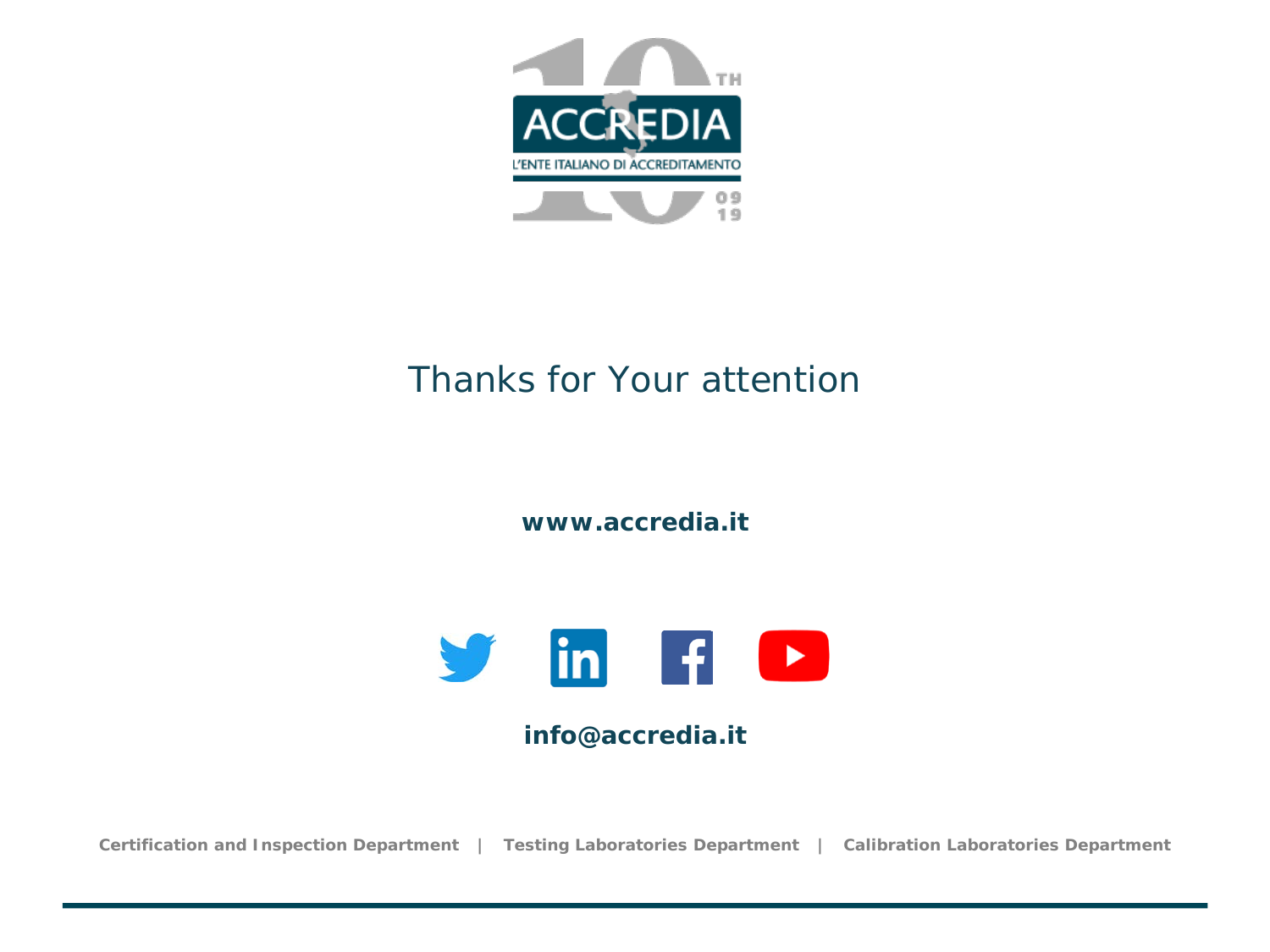Thanks for Your attention

**www.accredia.it**

**info@accredia.it**

**Certification and Inspection Department | Testing Laboratories Department | Calibration Laboratories Department**